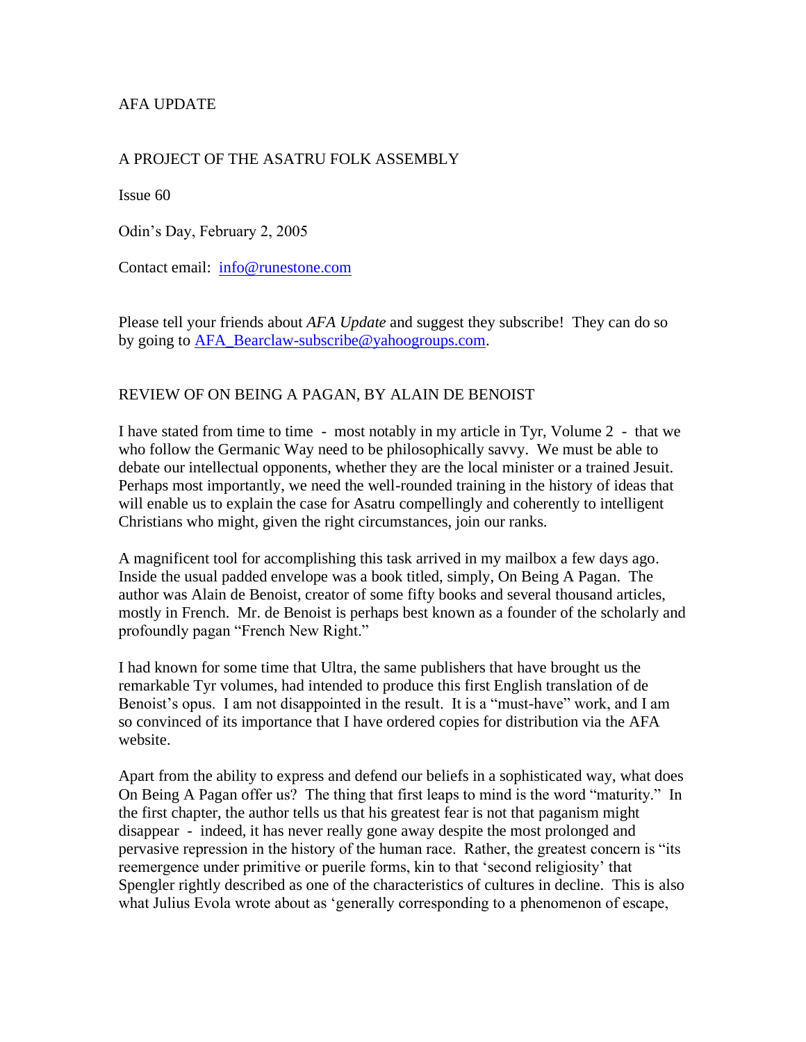AFA UPDATE

A PROJECT OF THE ASATRU FOLK ASSEMBLY

Issue 60

Odin's Day, February 2, 2005

Contact email: info@runestone.com

Please tell your friends about *AFA Update* and suggest they subscribe! They can do so by going to AFA_Bearclaw-subscribe@yahoogroups.com.

## REVIEW OF ON BEING A PAGAN, BY ALAIN DE BENOIST

I have stated from time to time - most notably in my article in Tyr, Volume 2 - that we who follow the Germanic Way need to be philosophically savvy. We must be able to debate our intellectual opponents, whether they are the local minister or a trained Jesuit. Perhaps most importantly, we need the well-rounded training in the history of ideas that will enable us to explain the case for Asatru compellingly and coherently to intelligent Christians who might, given the right circumstances, join our ranks.

A magnificent tool for accomplishing this task arrived in my mailbox a few days ago. Inside the usual padded envelope was a book titled, simply, On Being A Pagan. The author was Alain de Benoist, creator of some fifty books and several thousand articles, mostly in French. Mr. de Benoist is perhaps best known as a founder of the scholarly and profoundly pagan "French New Right."

I had known for some time that Ultra, the same publishers that have brought us the remarkable Tyr volumes, had intended to produce this first English translation of de Benoist's opus. I am not disappointed in the result. It is a "must-have" work, and I am so convinced of its importance that I have ordered copies for distribution via the AFA website.

Apart from the ability to express and defend our beliefs in a sophisticated way, what does On Being A Pagan offer us? The thing that first leaps to mind is the word "maturity." In the first chapter, the author tells us that his greatest fear is not that paganism might disappear - indeed, it has never really gone away despite the most prolonged and pervasive repression in the history of the human race. Rather, the greatest concern is "its reemergence under primitive or puerile forms, kin to that 'second religiosity' that Spengler rightly described as one of the characteristics of cultures in decline. This is also what Julius Evola wrote about as 'generally corresponding to a phenomenon of escape,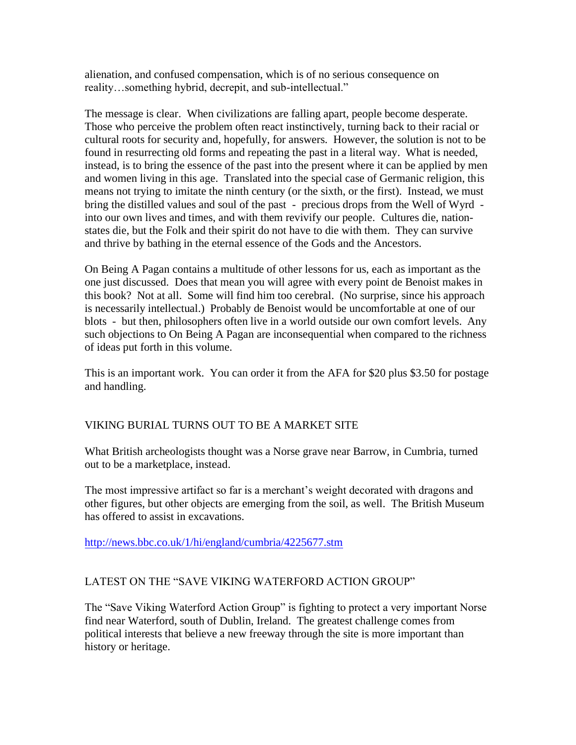alienation, and confused compensation, which is of no serious consequence on reality…something hybrid, decrepit, and sub-intellectual."

The message is clear. When civilizations are falling apart, people become desperate. Those who perceive the problem often react instinctively, turning back to their racial or cultural roots for security and, hopefully, for answers. However, the solution is not to be found in resurrecting old forms and repeating the past in a literal way. What is needed, instead, is to bring the essence of the past into the present where it can be applied by men and women living in this age. Translated into the special case of Germanic religion, this means not trying to imitate the ninth century (or the sixth, or the first). Instead, we must bring the distilled values and soul of the past - precious drops from the Well of Wyrd - into our own lives and times, and with them revivify our people. Cultures die, nation-states die, but the Folk and their spirit do not have to die with them. They can survive and thrive by bathing in the eternal essence of the Gods and the Ancestors.

On Being A Pagan contains a multitude of other lessons for us, each as important as the one just discussed. Does that mean you will agree with every point de Benoist makes in this book? Not at all. Some will find him too cerebral. (No surprise, since his approach is necessarily intellectual.) Probably de Benoist would be uncomfortable at one of our blots - but then, philosophers often live in a world outside our own comfort levels. Any such objections to On Being A Pagan are inconsequential when compared to the richness of ideas put forth in this volume.

This is an important work. You can order it from the AFA for $20 plus $3.50 for postage and handling.

## VIKING BURIAL TURNS OUT TO BE A MARKET SITE

What British archeologists thought was a Norse grave near Barrow, in Cumbria, turned out to be a marketplace, instead.

The most impressive artifact so far is a merchant's weight decorated with dragons and other figures, but other objects are emerging from the soil, as well. The British Museum has offered to assist in excavations.

http://news.bbc.co.uk/1/hi/england/cumbria/4225677.stm

## LATEST ON THE "SAVE VIKING WATERFORD ACTION GROUP"

The "Save Viking Waterford Action Group" is fighting to protect a very important Norse find near Waterford, south of Dublin, Ireland. The greatest challenge comes from political interests that believe a new freeway through the site is more important than history or heritage.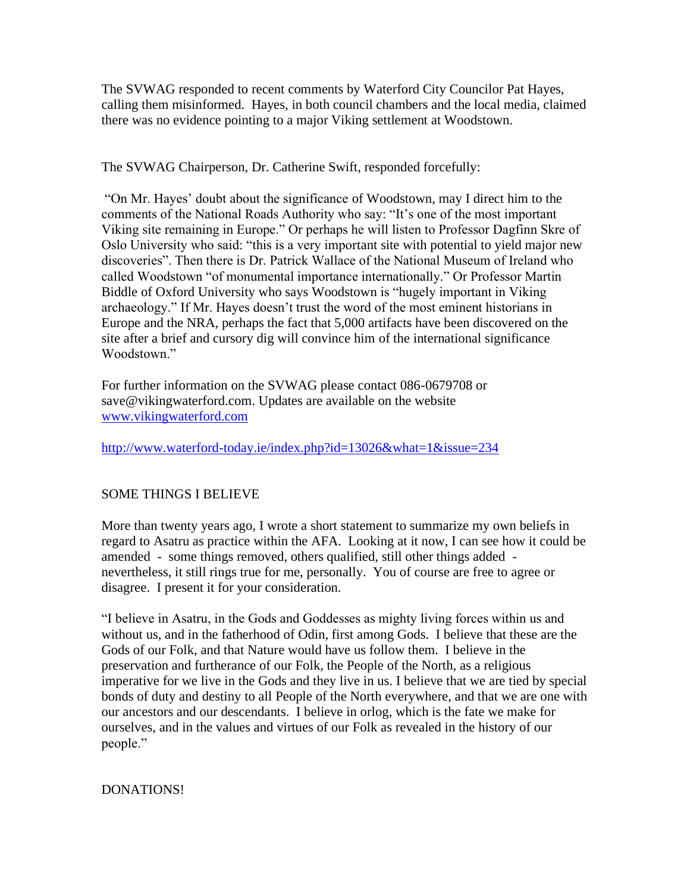The SVWAG responded to recent comments by Waterford City Councilor Pat Hayes, calling them misinformed. Hayes, in both council chambers and the local media, claimed there was no evidence pointing to a major Viking settlement at Woodstown.

The SVWAG Chairperson, Dr. Catherine Swift, responded forcefully:

"On Mr. Hayes' doubt about the significance of Woodstown, may I direct him to the comments of the National Roads Authority who say: "It's one of the most important Viking site remaining in Europe." Or perhaps he will listen to Professor Dagfinn Skre of Oslo University who said: "this is a very important site with potential to yield major new discoveries". Then there is Dr. Patrick Wallace of the National Museum of Ireland who called Woodstown "of monumental importance internationally." Or Professor Martin Biddle of Oxford University who says Woodstown is "hugely important in Viking archaeology." If Mr. Hayes doesn't trust the word of the most eminent historians in Europe and the NRA, perhaps the fact that 5,000 artifacts have been discovered on the site after a brief and cursory dig will convince him of the international significance Woodstown."

For further information on the SVWAG please contact 086-0679708 or save@vikingwaterford.com. Updates are available on the website [www.vikingwaterford.com](http://www.vikingwaterford.com)

http://www.waterford-today.ie/index.php?id=13026&what=1&issue=234

## SOME THINGS I BELIEVE

More than twenty years ago, I wrote a short statement to summarize my own beliefs in regard to Asatru as practice within the AFA. Looking at it now, I can see how it could be amended - some things removed, others qualified, still other things added - nevertheless, it still rings true for me, personally. You of course are free to agree or disagree. I present it for your consideration.

"I believe in Asatru, in the Gods and Goddesses as mighty living forces within us and without us, and in the fatherhood of Odin, first among Gods. I believe that these are the Gods of our Folk, and that Nature would have us follow them. I believe in the preservation and furtherance of our Folk, the People of the North, as a religious imperative for we live in the Gods and they live in us. I believe that we are tied by special bonds of duty and destiny to all People of the North everywhere, and that we are one with our ancestors and our descendants. I believe in orlog, which is the fate we make for ourselves, and in the values and virtues of our Folk as revealed in the history of our people."

## DONATIONS!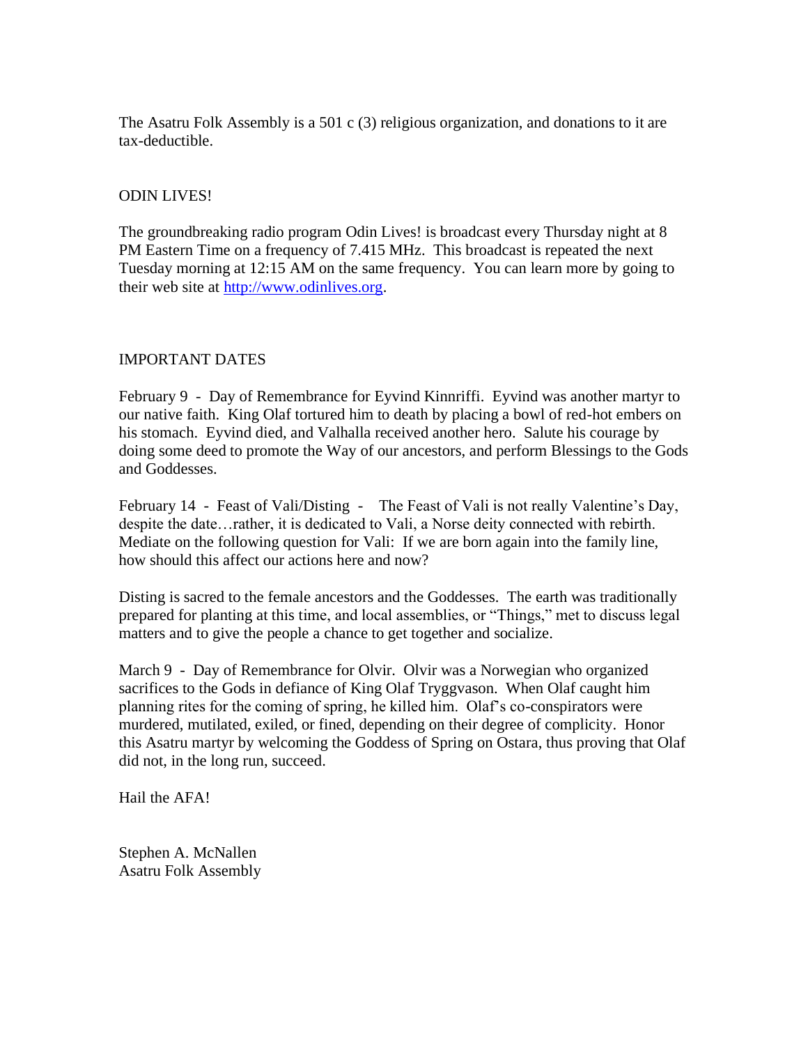The Asatru Folk Assembly is a 501 c (3) religious organization, and donations to it are tax-deductible.

## ODIN LIVES!

The groundbreaking radio program Odin Lives! is broadcast every Thursday night at 8 PM Eastern Time on a frequency of 7.415 MHz. This broadcast is repeated the next Tuesday morning at 12:15 AM on the same frequency. You can learn more by going to their web site at [http://www.odinlives.org](http://www.odinlives.org).

## IMPORTANT DATES

February 9 - Day of Remembrance for Eyvind Kinnriffi. Eyvind was another martyr to our native faith. King Olaf tortured him to death by placing a bowl of red-hot embers on his stomach. Eyvind died, and Valhalla received another hero. Salute his courage by doing some deed to promote the Way of our ancestors, and perform Blessings to the Gods and Goddesses.

February 14 - Feast of Vali/Disting - The Feast of Vali is not really Valentine's Day, despite the date…rather, it is dedicated to Vali, a Norse deity connected with rebirth. Mediate on the following question for Vali: If we are born again into the family line, how should this affect our actions here and now?

Disting is sacred to the female ancestors and the Goddesses. The earth was traditionally prepared for planting at this time, and local assemblies, or "Things," met to discuss legal matters and to give the people a chance to get together and socialize.

March 9 - Day of Remembrance for Olvir. Olvir was a Norwegian who organized sacrifices to the Gods in defiance of King Olaf Tryggvason. When Olaf caught him planning rites for the coming of spring, he killed him. Olaf's co-conspirators were murdered, mutilated, exiled, or fined, depending on their degree of complicity. Honor this Asatru martyr by welcoming the Goddess of Spring on Ostara, thus proving that Olaf did not, in the long run, succeed.

Hail the AFA!

Stephen A. McNallen
Asatru Folk Assembly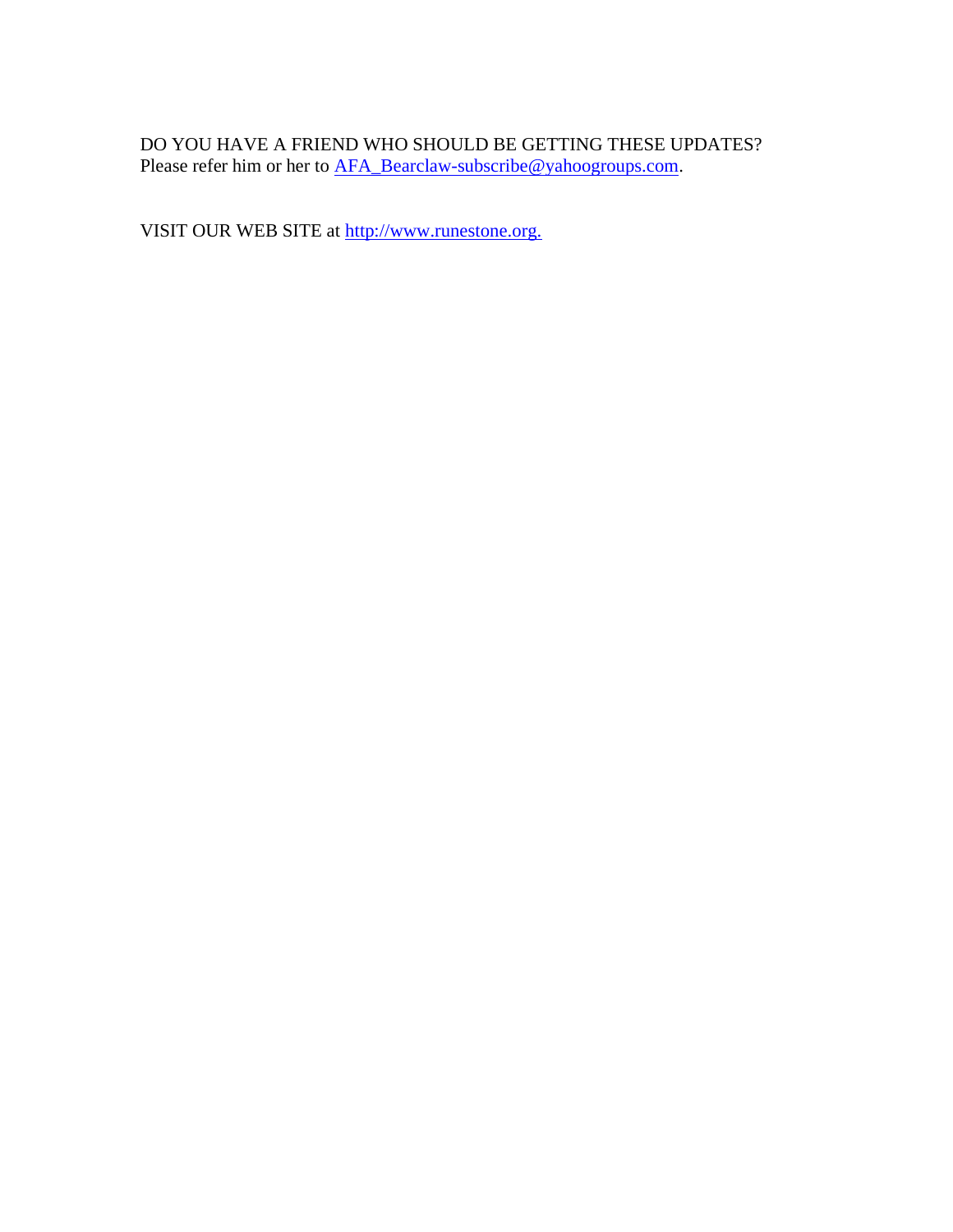DO YOU HAVE A FRIEND WHO SHOULD BE GETTING THESE UPDATES?
Please refer him or her to AFA_Bearclaw-subscribe@yahoogroups.com.

VISIT OUR WEB SITE at http://www.runestone.org.